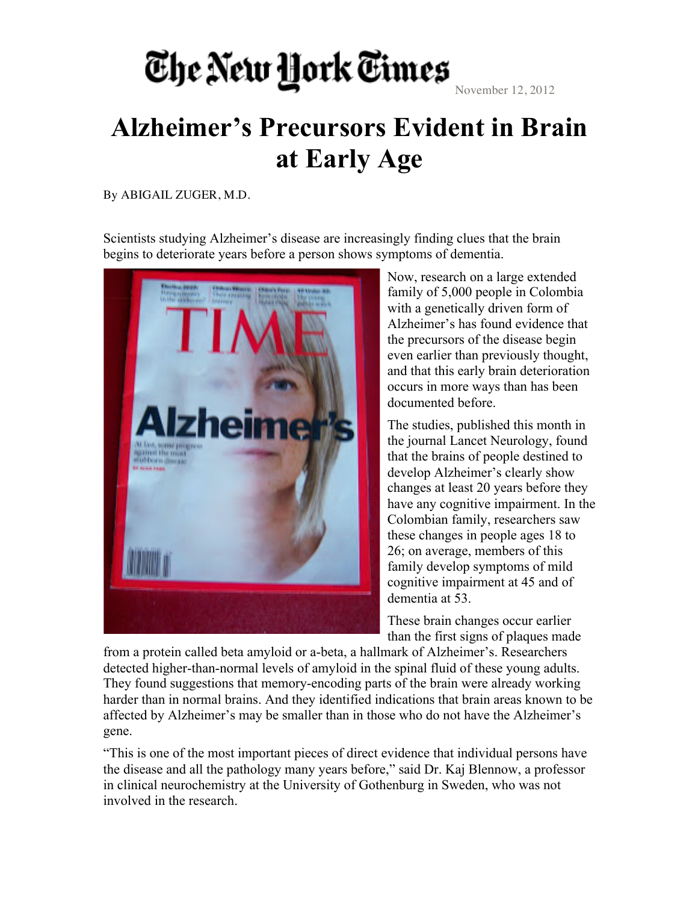The New York Times

November 12, 2012

# Alzheimer's Precursors Evident in Brain at Early Age

By ABIGAIL ZUGER, M.D.

Scientists studying Alzheimer's disease are increasingly finding clues that the brain begins to deteriorate years before a person shows symptoms of dementia.

Now, research on a large extended family of 5,000 people in Colombia with a genetically driven form of Alzheimer's has found evidence that the precursors of the disease begin even earlier than previously thought, and that this early brain deterioration occurs in more ways than has been documented before.

The studies, published this month in the journal Lancet Neurology, found that the brains of people destined to develop Alzheimer's clearly show changes at least 20 years before they have any cognitive impairment. In the Colombian family, researchers saw these changes in people ages 18 to 26; on average, members of this family develop symptoms of mild cognitive impairment at 45 and of dementia at 53.

These brain changes occur earlier than the first signs of plaques made from a protein called beta amyloid or a-beta, a hallmark of Alzheimer's. Researchers detected higher-than-normal levels of amyloid in the spinal fluid of these young adults. They found suggestions that memory-encoding parts of the brain were already working harder than in normal brains. And they identified indications that brain areas known to be affected by Alzheimer's may be smaller than in those who do not have the Alzheimer's gene.

"This is one of the most important pieces of direct evidence that individual persons have the disease and all the pathology many years before," said Dr. Kaj Blennow, a professor in clinical neurochemistry at the University of Gothenburg in Sweden, who was not involved in the research.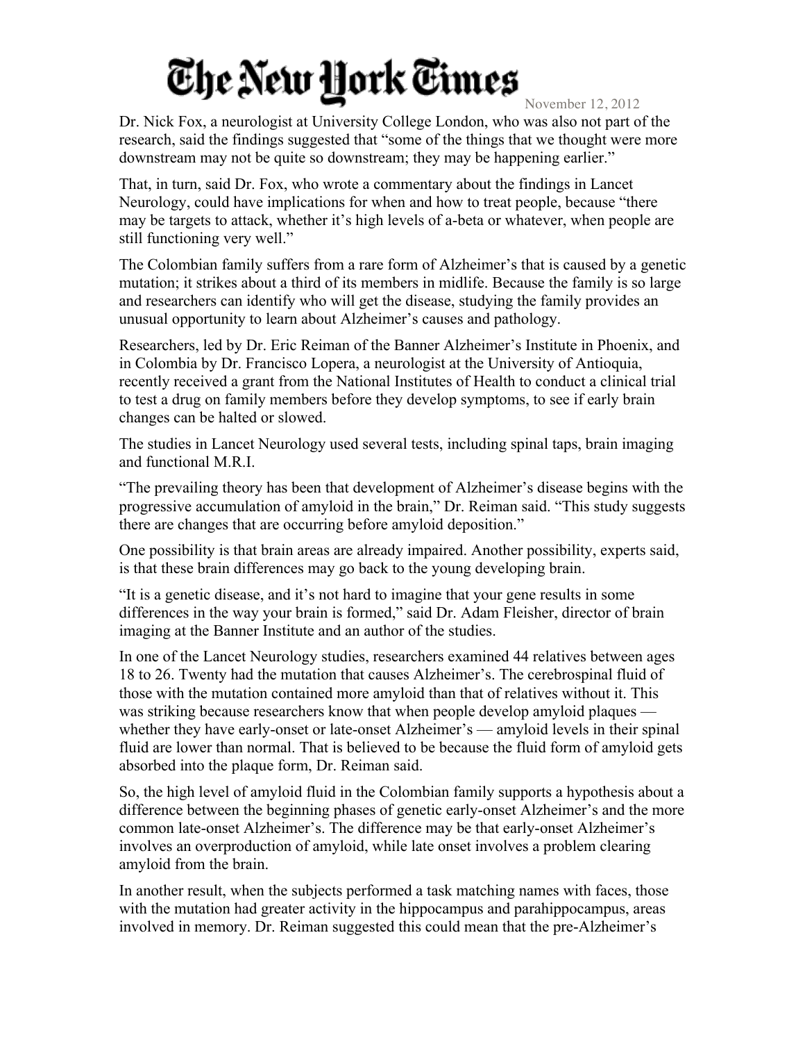Dr. Nick Fox, a neurologist at University College London, who was also not part of the research, said the findings suggested that "some of the things that we thought were more downstream may not be quite so downstream; they may be happening earlier."

That, in turn, said Dr. Fox, who wrote a commentary about the findings in Lancet Neurology, could have implications for when and how to treat people, because "there may be targets to attack, whether it's high levels of a-beta or whatever, when people are still functioning very well."

The Colombian family suffers from a rare form of Alzheimer's that is caused by a genetic mutation; it strikes about a third of its members in midlife. Because the family is so large and researchers can identify who will get the disease, studying the family provides an unusual opportunity to learn about Alzheimer's causes and pathology.

Researchers, led by Dr. Eric Reiman of the Banner Alzheimer's Institute in Phoenix, and in Colombia by Dr. Francisco Lopera, a neurologist at the University of Antioquia, recently received a grant from the National Institutes of Health to conduct a clinical trial to test a drug on family members before they develop symptoms, to see if early brain changes can be halted or slowed.

The studies in Lancet Neurology used several tests, including spinal taps, brain imaging and functional M.R.I.

"The prevailing theory has been that development of Alzheimer's disease begins with the progressive accumulation of amyloid in the brain," Dr. Reiman said. "This study suggests there are changes that are occurring before amyloid deposition."

One possibility is that brain areas are already impaired. Another possibility, experts said, is that these brain differences may go back to the young developing brain.

"It is a genetic disease, and it's not hard to imagine that your gene results in some differences in the way your brain is formed," said Dr. Adam Fleisher, director of brain imaging at the Banner Institute and an author of the studies.

In one of the Lancet Neurology studies, researchers examined 44 relatives between ages 18 to 26. Twenty had the mutation that causes Alzheimer's. The cerebrospinal fluid of those with the mutation contained more amyloid than that of relatives without it. This was striking because researchers know that when people develop amyloid plaques — whether they have early-onset or late-onset Alzheimer's — amyloid levels in their spinal fluid are lower than normal. That is believed to be because the fluid form of amyloid gets absorbed into the plaque form, Dr. Reiman said.

So, the high level of amyloid fluid in the Colombian family supports a hypothesis about a difference between the beginning phases of genetic early-onset Alzheimer's and the more common late-onset Alzheimer's. The difference may be that early-onset Alzheimer's involves an overproduction of amyloid, while late onset involves a problem clearing amyloid from the brain.

In another result, when the subjects performed a task matching names with faces, those with the mutation had greater activity in the hippocampus and parahippocampus, areas involved in memory. Dr. Reiman suggested this could mean that the pre-Alzheimer's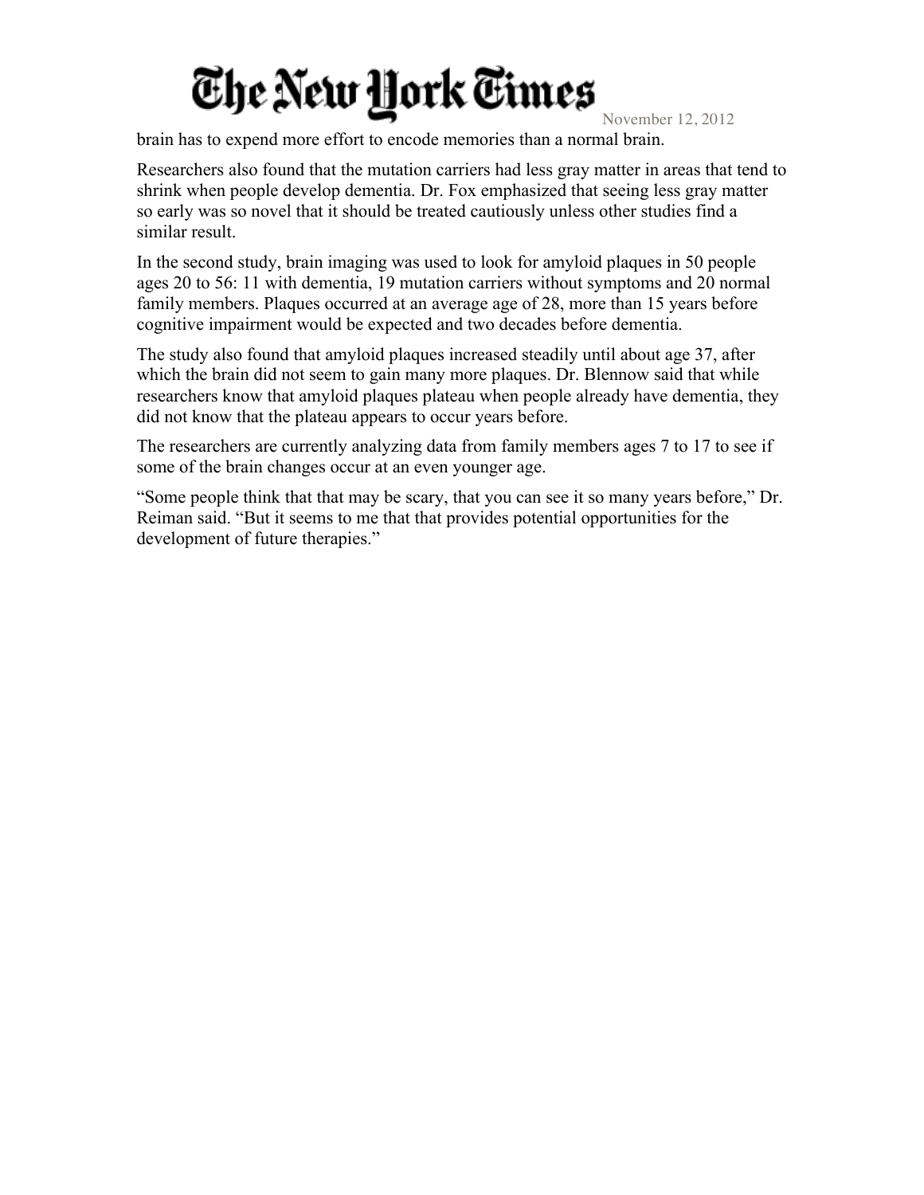brain has to expend more effort to encode memories than a normal brain.

Researchers also found that the mutation carriers had less gray matter in areas that tend to shrink when people develop dementia. Dr. Fox emphasized that seeing less gray matter so early was so novel that it should be treated cautiously unless other studies find a similar result.

In the second study, brain imaging was used to look for amyloid plaques in 50 people ages 20 to 56: 11 with dementia, 19 mutation carriers without symptoms and 20 normal family members. Plaques occurred at an average age of 28, more than 15 years before cognitive impairment would be expected and two decades before dementia.

The study also found that amyloid plaques increased steadily until about age 37, after which the brain did not seem to gain many more plaques. Dr. Blennow said that while researchers know that amyloid plaques plateau when people already have dementia, they did not know that the plateau appears to occur years before.

The researchers are currently analyzing data from family members ages 7 to 17 to see if some of the brain changes occur at an even younger age.

"Some people think that that may be scary, that you can see it so many years before," Dr. Reiman said. "But it seems to me that that provides potential opportunities for the development of future therapies."